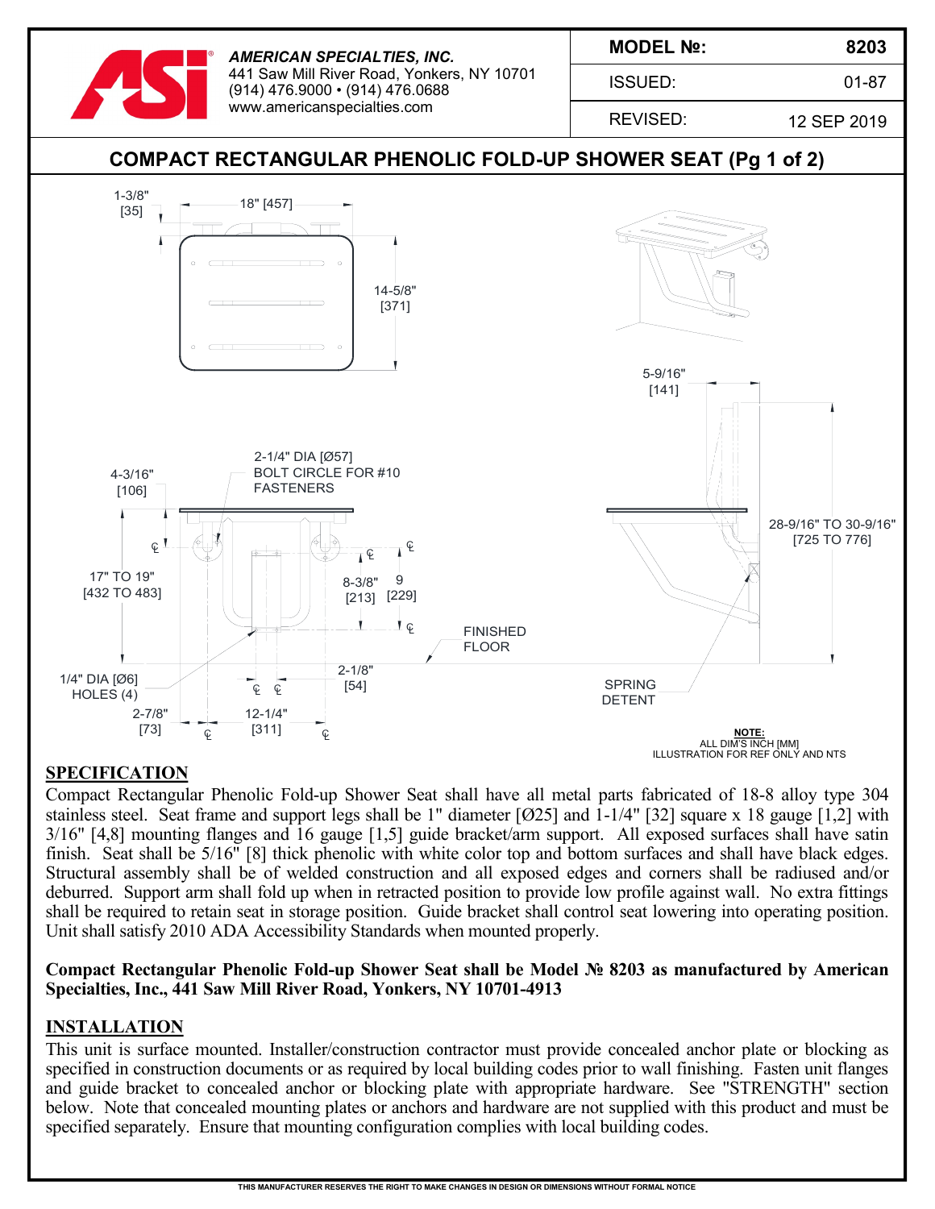**AMERICAN SPECIALTIES, INC.**
441 Saw Mill River Road, Yonkers, NY 10701
(914) 476.9000 • (914) 476.0688
www.americanspecialties.com

| MODEL №: | 8203 |
|---|---|
| ISSUED: | 01-87 |
| REVISED: | 12 SEP 2019 |

# COMPACT RECTANGULAR PHENOLIC FOLD-UP SHOWER SEAT (Pg 1 of 2)

1-3/8" [35]
18" [457]
14-5/8" [371]
5-9/16" [141]
2-1/4" DIA [Ø57] BOLT CIRCLE FOR #10 FASTENERS
4-3/16" [106]
28-9/16" TO 30-9/16" [725 TO 776]
17" TO 19" [432 TO 483]
8-3/8" [213]
9 [229]
FINISHED FLOOR
2-1/8" [54]
1/4" DIA [Ø6] HOLES (4)
SPRING DETENT
2-7/8" [73]
12-1/4" [311]

**NOTE:**
ALL DIM'S INCH [MM]
ILLUSTRATION FOR REF ONLY AND NTS

## SPECIFICATION

Compact Rectangular Phenolic Fold-up Shower Seat shall have all metal parts fabricated of 18-8 alloy type 304 stainless steel. Seat frame and support legs shall be 1" diameter [Ø25] and 1-1/4" [32] square x 18 gauge [1,2] with 3/16" [4,8] mounting flanges and 16 gauge [1,5] guide bracket/arm support. All exposed surfaces shall have satin finish. Seat shall be 5/16" [8] thick phenolic with white color top and bottom surfaces and shall have black edges. Structural assembly shall be of welded construction and all exposed edges and corners shall be radiused and/or deburred. Support arm shall fold up when in retracted position to provide low profile against wall. No extra fittings shall be required to retain seat in storage position. Guide bracket shall control seat lowering into operating position. Unit shall satisfy 2010 ADA Accessibility Standards when mounted properly.

**Compact Rectangular Phenolic Fold-up Shower Seat shall be Model № 8203 as manufactured by American Specialties, Inc., 441 Saw Mill River Road, Yonkers, NY 10701-4913**

## INSTALLATION

This unit is surface mounted. Installer/construction contractor must provide concealed anchor plate or blocking as specified in construction documents or as required by local building codes prior to wall finishing. Fasten unit flanges and guide bracket to concealed anchor or blocking plate with appropriate hardware. See "STRENGTH" section below. Note that concealed mounting plates or anchors and hardware are not supplied with this product and must be specified separately. Ensure that mounting configuration complies with local building codes.

THIS MANUFACTURER RESERVES THE RIGHT TO MAKE CHANGES IN DESIGN OR DIMENSIONS WITHOUT FORMAL NOTICE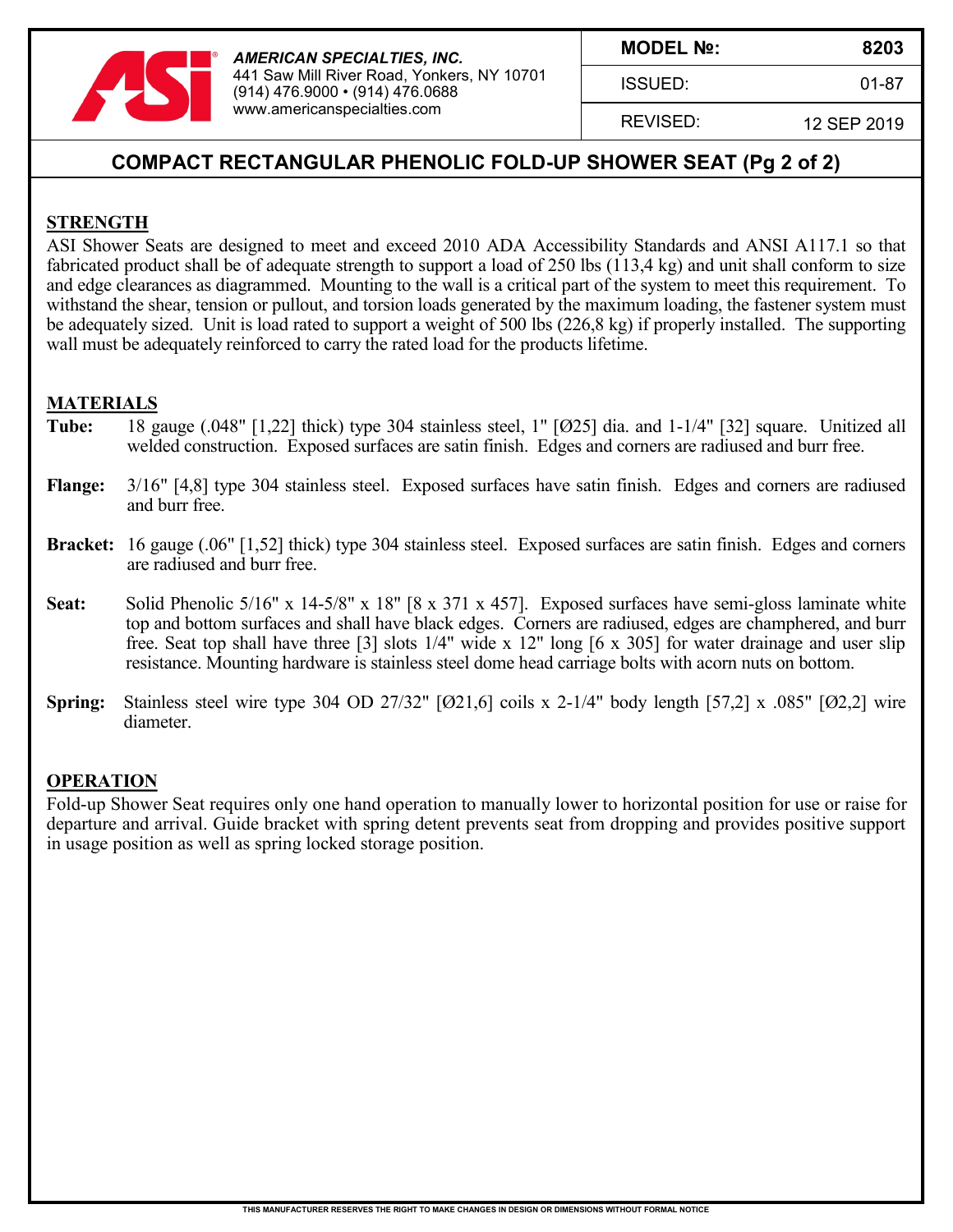# COMPACT RECTANGULAR PHENOLIC FOLD-UP SHOWER SEAT (Pg 2 of 2)

## STRENGTH

ASI Shower Seats are designed to meet and exceed 2010 ADA Accessibility Standards and ANSI A117.1 so that fabricated product shall be of adequate strength to support a load of 250 lbs (113,4 kg) and unit shall conform to size and edge clearances as diagrammed. Mounting to the wall is a critical part of the system to meet this requirement. To withstand the shear, tension or pullout, and torsion loads generated by the maximum loading, the fastener system must be adequately sized. Unit is load rated to support a weight of 500 lbs (226,8 kg) if properly installed. The supporting wall must be adequately reinforced to carry the rated load for the products lifetime.

## MATERIALS

**Tube:** 18 gauge (.048" [1,22] thick) type 304 stainless steel, 1" [Ø25] dia. and 1-1/4" [32] square. Unitized all welded construction. Exposed surfaces are satin finish. Edges and corners are radiused and burr free.

**Flange:** 3/16" [4,8] type 304 stainless steel. Exposed surfaces have satin finish. Edges and corners are radiused and burr free.

**Bracket:** 16 gauge (.06" [1,52] thick) type 304 stainless steel. Exposed surfaces are satin finish. Edges and corners are radiused and burr free.

**Seat:** Solid Phenolic 5/16" x 14-5/8" x 18" [8 x 371 x 457]. Exposed surfaces have semi-gloss laminate white top and bottom surfaces and shall have black edges. Corners are radiused, edges are champhered, and burr free. Seat top shall have three [3] slots 1/4" wide x 12" long [6 x 305] for water drainage and user slip resistance. Mounting hardware is stainless steel dome head carriage bolts with acorn nuts on bottom.

**Spring:** Stainless steel wire type 304 OD 27/32" [Ø21,6] coils x 2-1/4" body length [57,2] x .085" [Ø2,2] wire diameter.

## OPERATION

Fold-up Shower Seat requires only one hand operation to manually lower to horizontal position for use or raise for departure and arrival. Guide bracket with spring detent prevents seat from dropping and provides positive support in usage position as well as spring locked storage position.

THIS MANUFACTURER RESERVES THE RIGHT TO MAKE CHANGES IN DESIGN OR DIMENSIONS WITHOUT FORMAL NOTICE